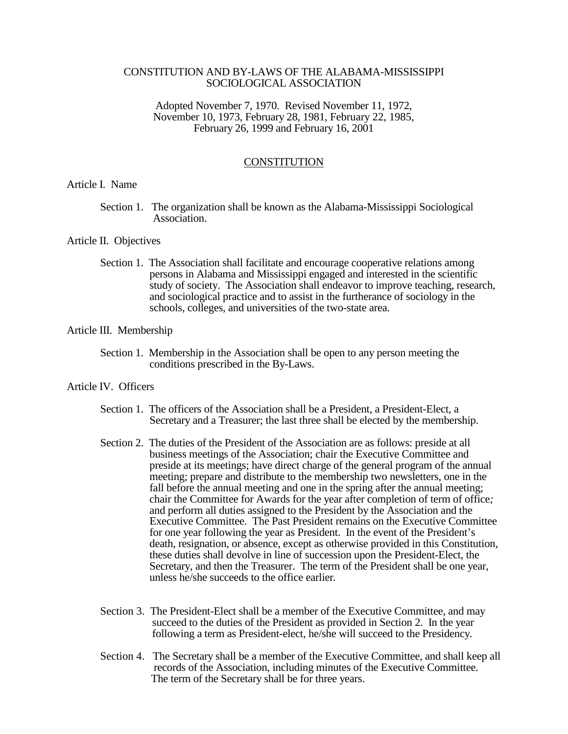# CONSTITUTION AND BY-LAWS OF THE ALABAMA-MISSISSIPPI SOCIOLOGICAL ASSOCIATION

Adopted November 7, 1970. Revised November 11, 1972, November 10, 1973, February 28, 1981, February 22, 1985, February 26, 1999 and February 16, 2001

## CONSTITUTION

### Article I. Name

Section 1. The organization shall be known as the Alabama-Mississippi Sociological Association.

### Article II. Objectives

Section 1. The Association shall facilitate and encourage cooperative relations among persons in Alabama and Mississippi engaged and interested in the scientific study of society. The Association shall endeavor to improve teaching, research, and sociological practice and to assist in the furtherance of sociology in the schools, colleges, and universities of the two-state area.

### Article III. Membership

Section 1. Membership in the Association shall be open to any person meeting the conditions prescribed in the By-Laws.

### Article IV. Officers

Section 1. The officers of the Association shall be a President, a President-Elect, a Secretary and a Treasurer; the last three shall be elected by the membership.

Section 2. The duties of the President of the Association are as follows: preside at all business meetings of the Association; chair the Executive Committee and preside at its meetings; have direct charge of the general program of the annual meeting; prepare and distribute to the membership two newsletters, one in the fall before the annual meeting and one in the spring after the annual meeting; chair the Committee for Awards for the year after completion of term of office*;* and perform all duties assigned to the President by the Association and the Executive Committee. The Past President remains on the Executive Committee for one year following the year as President. In the event of the President's death, resignation, or absence, except as otherwise provided in this Constitution, these duties shall devolve in line of succession upon the President-Elect, the Secretary, and then the Treasurer. The term of the President shall be one year, unless he/she succeeds to the office earlier.

Section 3. The President-Elect shall be a member of the Executive Committee, and may succeed to the duties of the President as provided in Section 2. In the year following a term as President-elect, he/she will succeed to the Presidency.

Section 4. The Secretary shall be a member of the Executive Committee, and shall keep all records of the Association, including minutes of the Executive Committee. The term of the Secretary shall be for three years.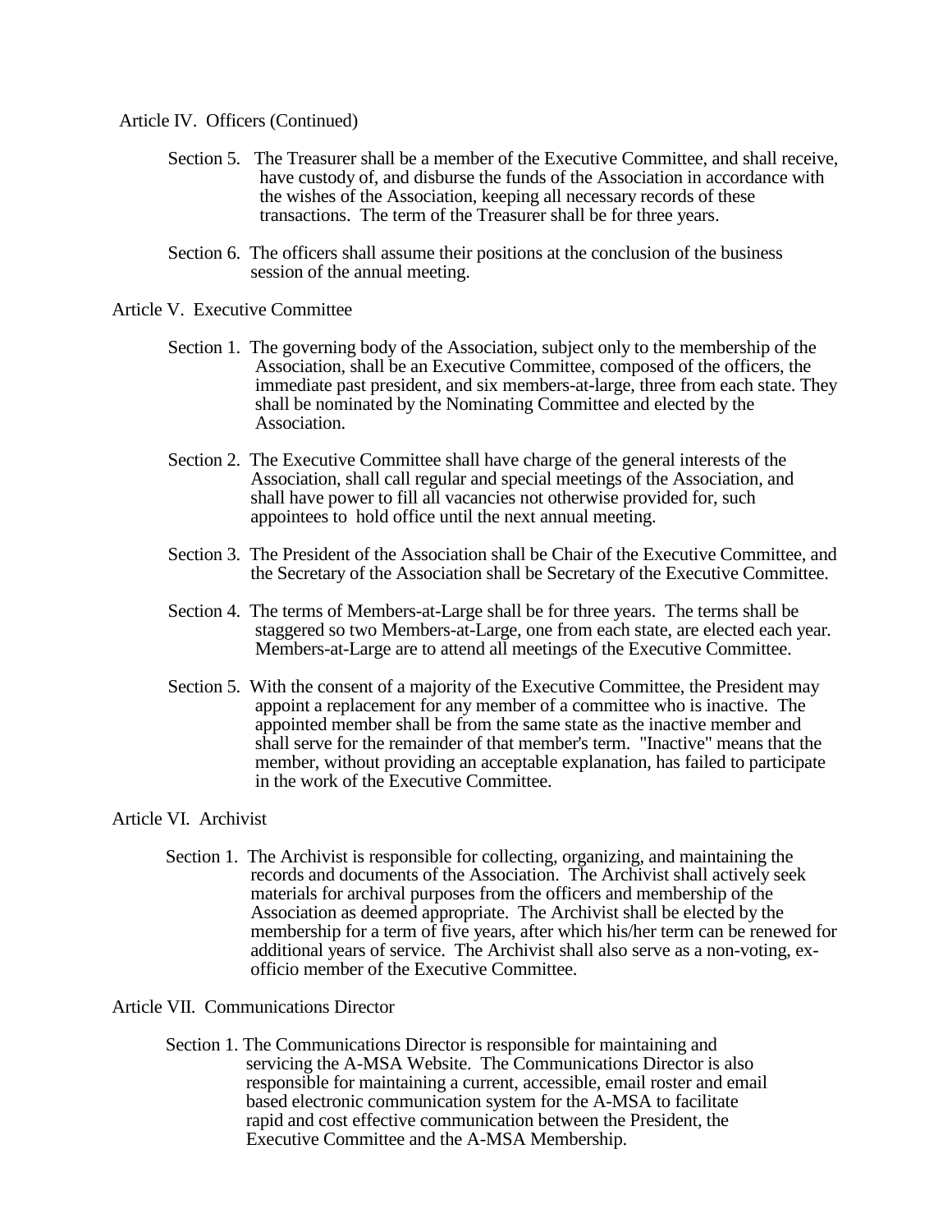Article IV. Officers (Continued)

Section 5. The Treasurer shall be a member of the Executive Committee, and shall receive, have custody of, and disburse the funds of the Association in accordance with the wishes of the Association, keeping all necessary records of these transactions. The term of the Treasurer shall be for three years.

Section 6. The officers shall assume their positions at the conclusion of the business session of the annual meeting.

Article V. Executive Committee

Section 1. The governing body of the Association, subject only to the membership of the Association, shall be an Executive Committee, composed of the officers, the immediate past president, and six members-at-large, three from each state. They shall be nominated by the Nominating Committee and elected by the Association.

Section 2. The Executive Committee shall have charge of the general interests of the Association, shall call regular and special meetings of the Association, and shall have power to fill all vacancies not otherwise provided for, such appointees to hold office until the next annual meeting.

Section 3. The President of the Association shall be Chair of the Executive Committee, and the Secretary of the Association shall be Secretary of the Executive Committee.

Section 4. The terms of Members-at-Large shall be for three years. The terms shall be staggered so two Members-at-Large, one from each state, are elected each year. Members-at-Large are to attend all meetings of the Executive Committee.

Section 5. With the consent of a majority of the Executive Committee, the President may appoint a replacement for any member of a committee who is inactive. The appointed member shall be from the same state as the inactive member and shall serve for the remainder of that member's term. "Inactive" means that the member, without providing an acceptable explanation, has failed to participate in the work of the Executive Committee.

Article VI. Archivist

Section 1. The Archivist is responsible for collecting, organizing, and maintaining the records and documents of the Association. The Archivist shall actively seek materials for archival purposes from the officers and membership of the Association as deemed appropriate. The Archivist shall be elected by the membership for a term of five years, after which his/her term can be renewed for additional years of service. The Archivist shall also serve as a non-voting, ex-officio member of the Executive Committee.

Article VII. Communications Director

Section 1. The Communications Director is responsible for maintaining and servicing the A-MSA Website. The Communications Director is also responsible for maintaining a current, accessible, email roster and email based electronic communication system for the A-MSA to facilitate rapid and cost effective communication between the President, the Executive Committee and the A-MSA Membership.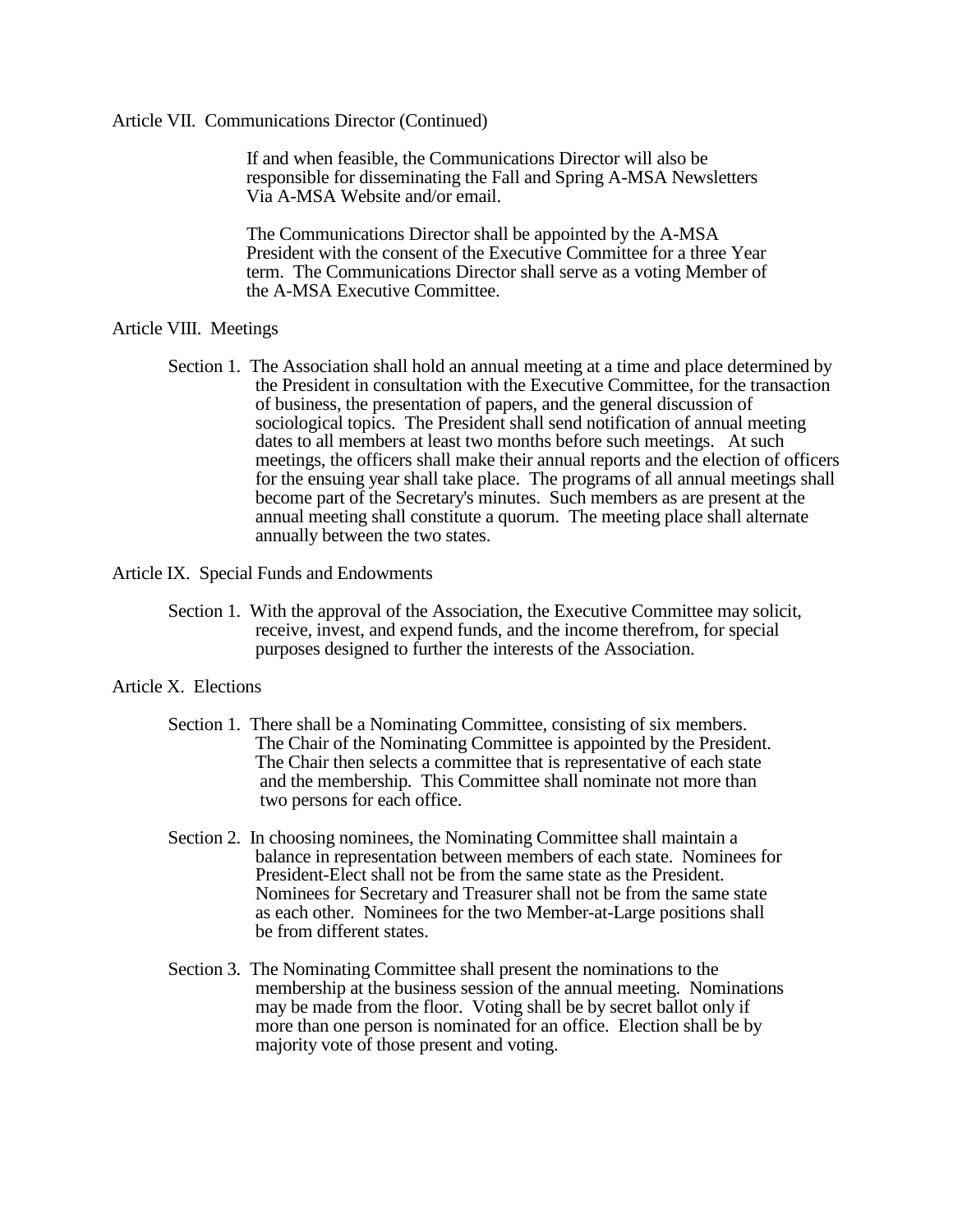## Article VII. Communications Director (Continued)

If and when feasible, the Communications Director will also be responsible for disseminating the Fall and Spring A-MSA Newsletters Via A-MSA Website and/or email.

The Communications Director shall be appointed by the A-MSA President with the consent of the Executive Committee for a three Year term. The Communications Director shall serve as a voting Member of the A-MSA Executive Committee.

## Article VIII. Meetings

Section 1. The Association shall hold an annual meeting at a time and place determined by the President in consultation with the Executive Committee, for the transaction of business, the presentation of papers, and the general discussion of sociological topics. The President shall send notification of annual meeting dates to all members at least two months before such meetings. At such meetings, the officers shall make their annual reports and the election of officers for the ensuing year shall take place. The programs of all annual meetings shall become part of the Secretary's minutes. Such members as are present at the annual meeting shall constitute a quorum. The meeting place shall alternate annually between the two states.

## Article IX. Special Funds and Endowments

Section 1. With the approval of the Association, the Executive Committee may solicit, receive, invest, and expend funds, and the income therefrom, for special purposes designed to further the interests of the Association.

## Article X. Elections

Section 1. There shall be a Nominating Committee, consisting of six members. The Chair of the Nominating Committee is appointed by the President. The Chair then selects a committee that is representative of each state and the membership. This Committee shall nominate not more than two persons for each office.

Section 2. In choosing nominees, the Nominating Committee shall maintain a balance in representation between members of each state. Nominees for President-Elect shall not be from the same state as the President. Nominees for Secretary and Treasurer shall not be from the same state as each other. Nominees for the two Member-at-Large positions shall be from different states.

Section 3. The Nominating Committee shall present the nominations to the membership at the business session of the annual meeting. Nominations may be made from the floor. Voting shall be by secret ballot only if more than one person is nominated for an office. Election shall be by majority vote of those present and voting.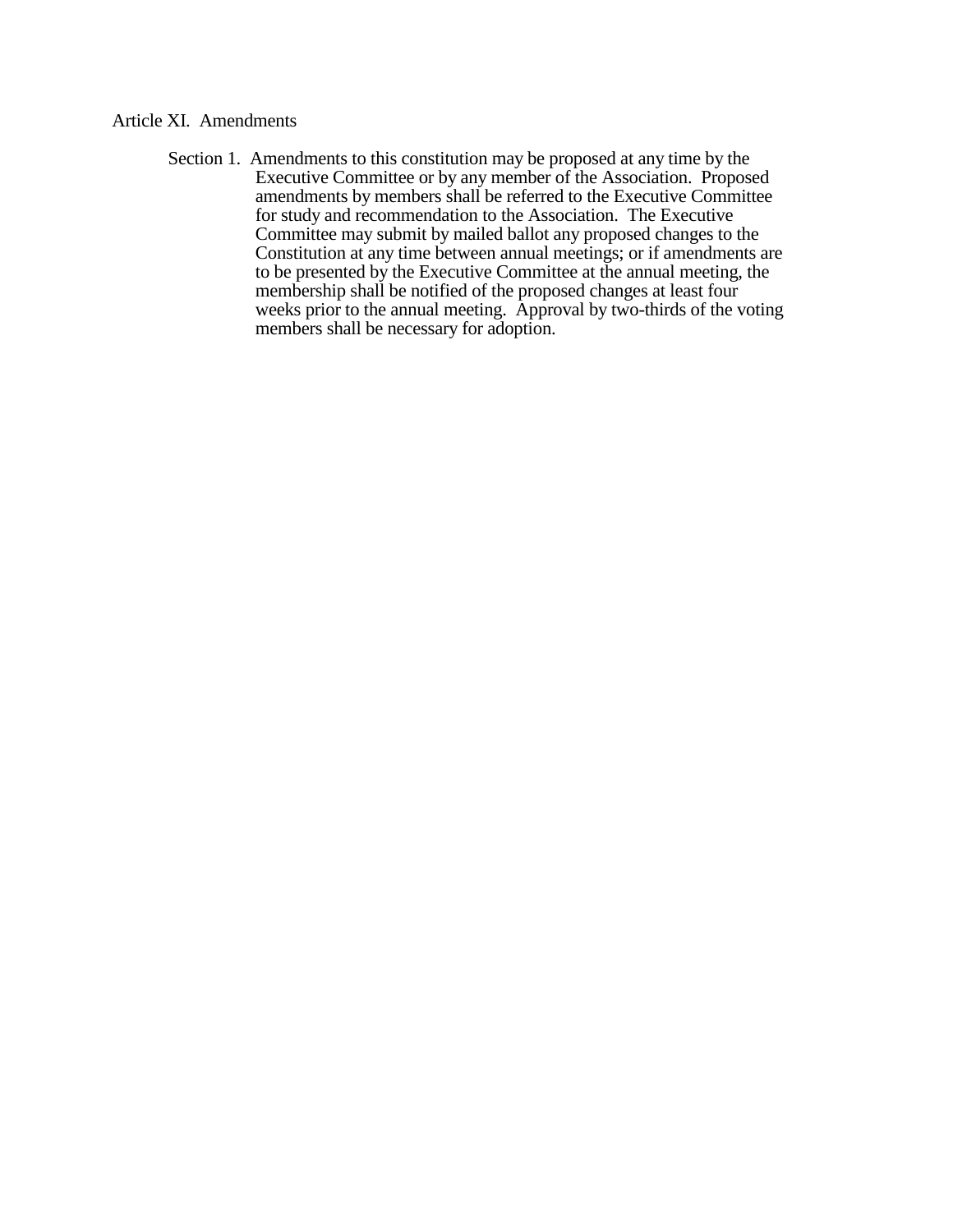## Article XI. Amendments

Section 1. Amendments to this constitution may be proposed at any time by the Executive Committee or by any member of the Association. Proposed amendments by members shall be referred to the Executive Committee for study and recommendation to the Association. The Executive Committee may submit by mailed ballot any proposed changes to the Constitution at any time between annual meetings; or if amendments are to be presented by the Executive Committee at the annual meeting, the membership shall be notified of the proposed changes at least four weeks prior to the annual meeting. Approval by two-thirds of the voting members shall be necessary for adoption.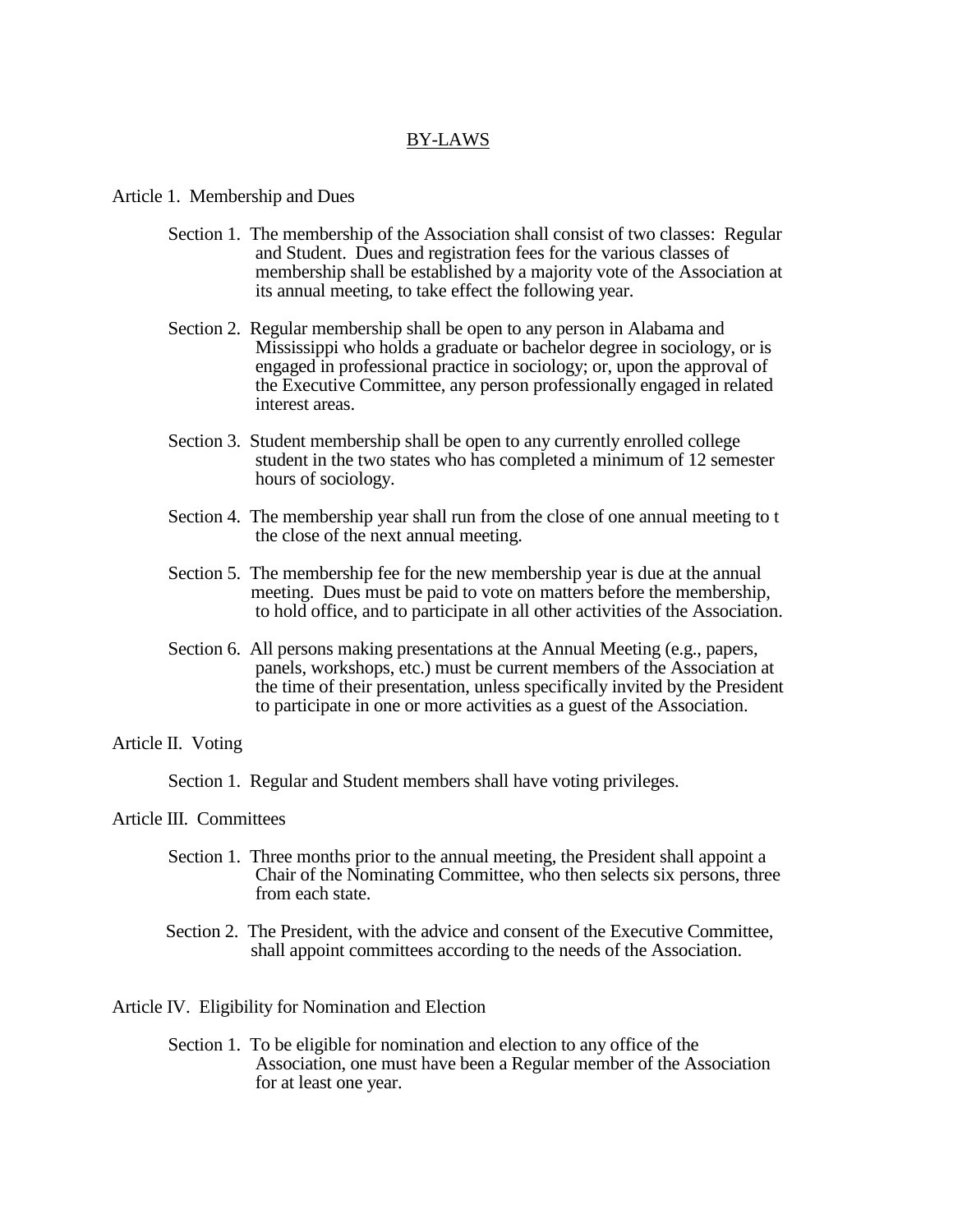# BY-LAWS

## Article 1. Membership and Dues

Section 1. The membership of the Association shall consist of two classes: Regular and Student. Dues and registration fees for the various classes of membership shall be established by a majority vote of the Association at its annual meeting, to take effect the following year.

Section 2. Regular membership shall be open to any person in Alabama and Mississippi who holds a graduate or bachelor degree in sociology, or is engaged in professional practice in sociology; or, upon the approval of the Executive Committee, any person professionally engaged in related interest areas.

Section 3. Student membership shall be open to any currently enrolled college student in the two states who has completed a minimum of 12 semester hours of sociology.

Section 4. The membership year shall run from the close of one annual meeting to t the close of the next annual meeting.

Section 5. The membership fee for the new membership year is due at the annual meeting. Dues must be paid to vote on matters before the membership, to hold office, and to participate in all other activities of the Association.

Section 6. All persons making presentations at the Annual Meeting (e.g., papers, panels, workshops, etc.) must be current members of the Association at the time of their presentation, unless specifically invited by the President to participate in one or more activities as a guest of the Association.

## Article II. Voting

Section 1. Regular and Student members shall have voting privileges.

## Article III. Committees

Section 1. Three months prior to the annual meeting, the President shall appoint a Chair of the Nominating Committee, who then selects six persons, three from each state.

Section 2. The President, with the advice and consent of the Executive Committee, shall appoint committees according to the needs of the Association.

## Article IV. Eligibility for Nomination and Election

Section 1. To be eligible for nomination and election to any office of the Association, one must have been a Regular member of the Association for at least one year.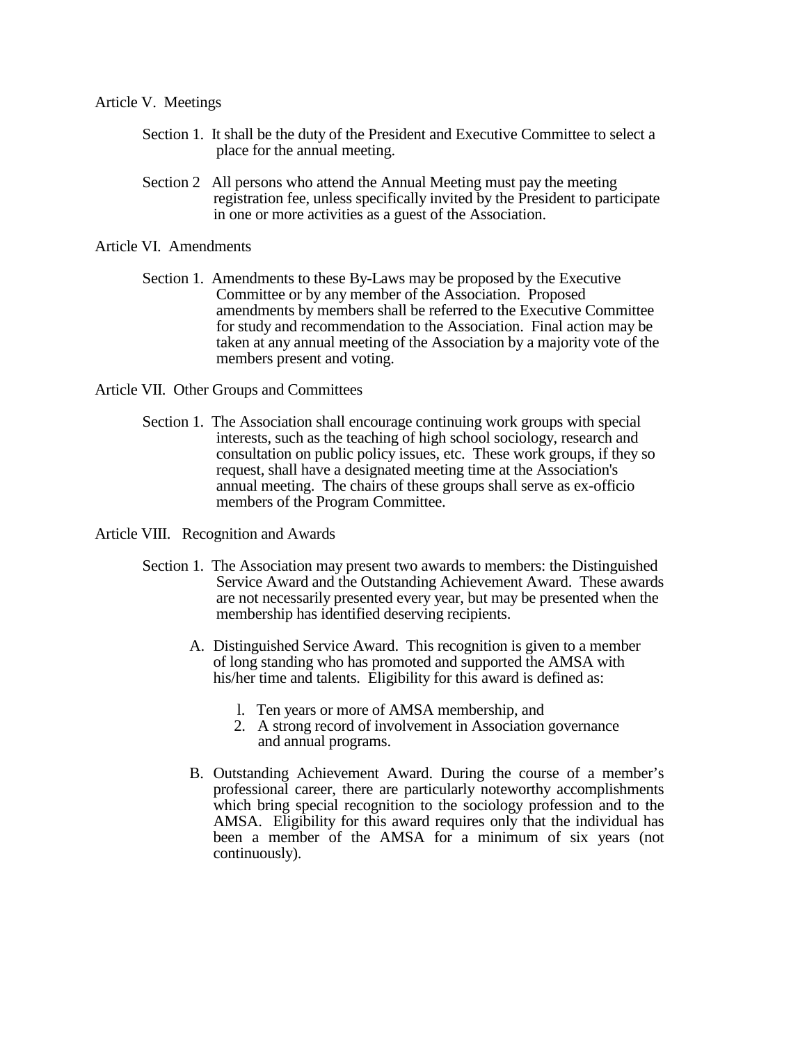## Article V. Meetings

Section 1. It shall be the duty of the President and Executive Committee to select a place for the annual meeting.

Section 2 All persons who attend the Annual Meeting must pay the meeting registration fee, unless specifically invited by the President to participate in one or more activities as a guest of the Association.

## Article VI. Amendments

Section 1. Amendments to these By-Laws may be proposed by the Executive Committee or by any member of the Association. Proposed amendments by members shall be referred to the Executive Committee for study and recommendation to the Association. Final action may be taken at any annual meeting of the Association by a majority vote of the members present and voting.

## Article VII. Other Groups and Committees

Section 1. The Association shall encourage continuing work groups with special interests, such as the teaching of high school sociology, research and consultation on public policy issues, etc. These work groups, if they so request, shall have a designated meeting time at the Association's annual meeting. The chairs of these groups shall serve as ex-officio members of the Program Committee.

## Article VIII. Recognition and Awards

Section 1. The Association may present two awards to members: the Distinguished Service Award and the Outstanding Achievement Award. These awards are not necessarily presented every year, but may be presented when the membership has identified deserving recipients.

A. Distinguished Service Award. This recognition is given to a member of long standing who has promoted and supported the AMSA with his/her time and talents. Eligibility for this award is defined as:

1. Ten years or more of AMSA membership, and
2. A strong record of involvement in Association governance and annual programs.

B. Outstanding Achievement Award. During the course of a member's professional career, there are particularly noteworthy accomplishments which bring special recognition to the sociology profession and to the AMSA. Eligibility for this award requires only that the individual has been a member of the AMSA for a minimum of six years (not continuously).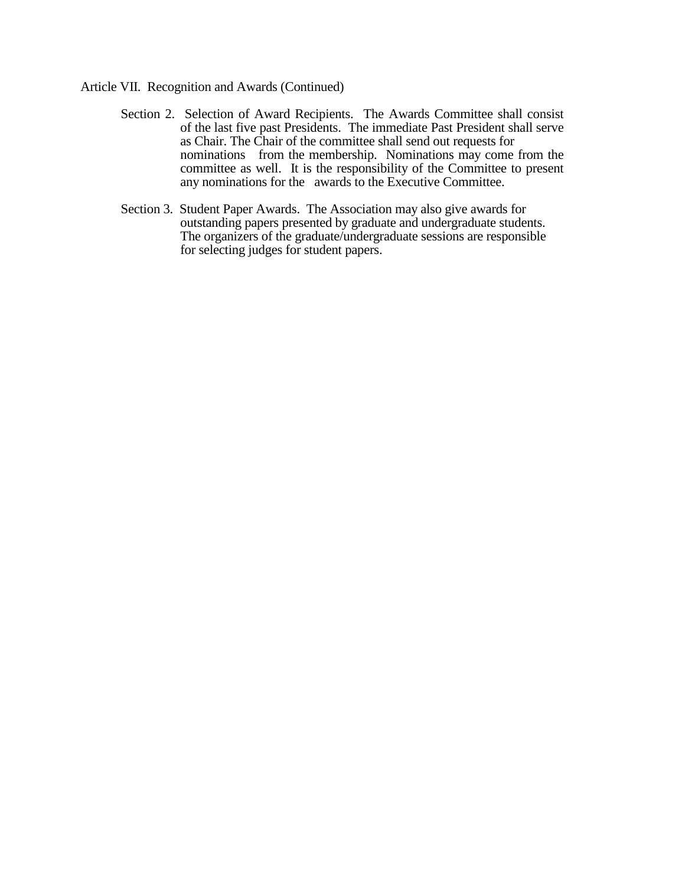Article VII. Recognition and Awards (Continued)

Section 2. Selection of Award Recipients. The Awards Committee shall consist of the last five past Presidents. The immediate Past President shall serve as Chair. The Chair of the committee shall send out requests for nominations from the membership. Nominations may come from the committee as well. It is the responsibility of the Committee to present any nominations for the awards to the Executive Committee.

Section 3. Student Paper Awards. The Association may also give awards for outstanding papers presented by graduate and undergraduate students. The organizers of the graduate/undergraduate sessions are responsible for selecting judges for student papers.